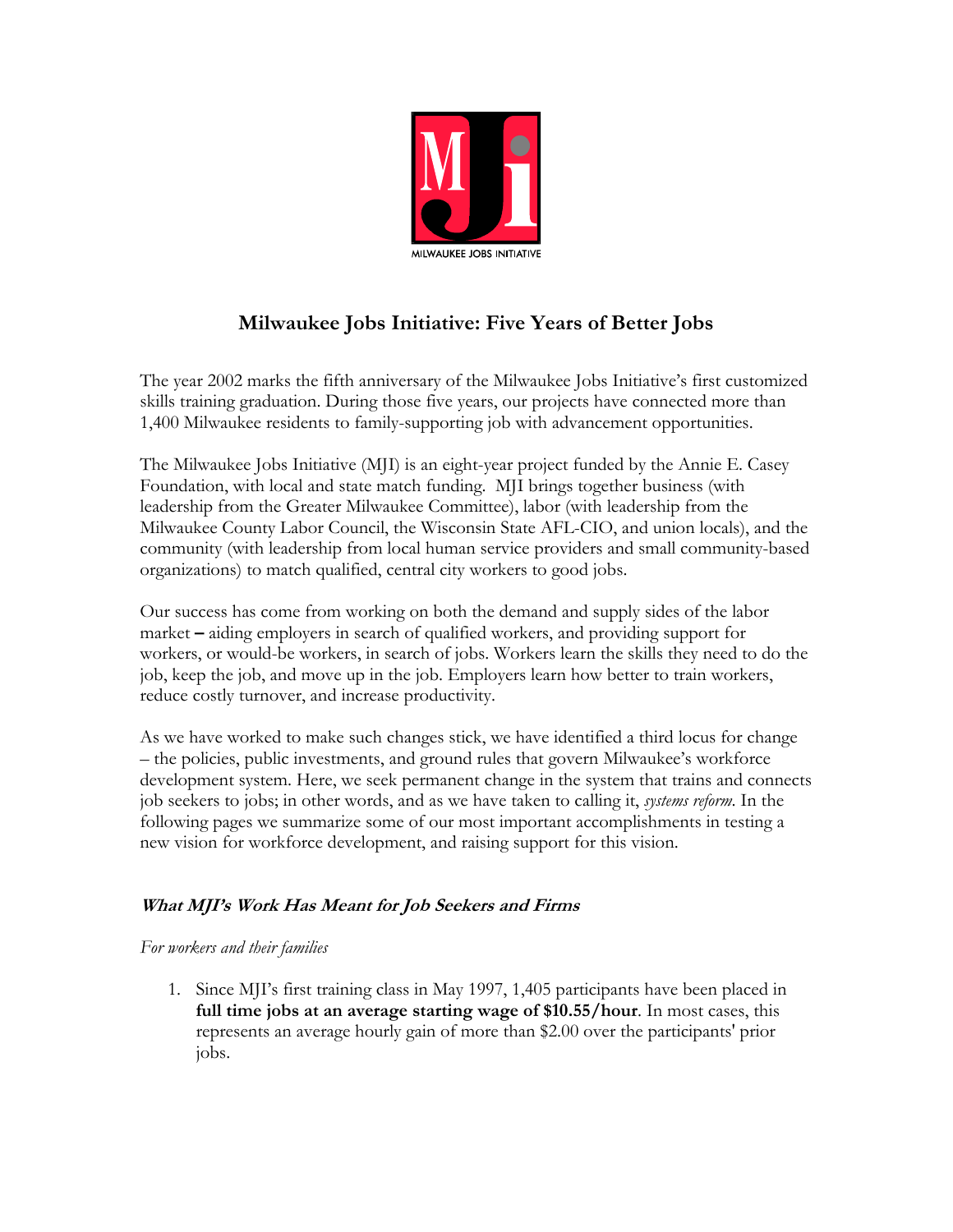MILWAUKEE JOBS INITIATIVE

# Milwaukee Jobs Initiative: Five Years of Better Jobs

The year 2002 marks the fifth anniversary of the Milwaukee Jobs Initiative's first customized skills training graduation. During those five years, our projects have connected more than 1,400 Milwaukee residents to family-supporting job with advancement opportunities.

The Milwaukee Jobs Initiative (MJI) is an eight-year project funded by the Annie E. Casey Foundation, with local and state match funding. MJI brings together business (with leadership from the Greater Milwaukee Committee), labor (with leadership from the Milwaukee County Labor Council, the Wisconsin State AFL-CIO, and union locals), and the community (with leadership from local human service providers and small community-based organizations) to match qualified, central city workers to good jobs.

Our success has come from working on both the demand and supply sides of the labor market – aiding employers in search of qualified workers, and providing support for workers, or would-be workers, in search of jobs. Workers learn the skills they need to do the job, keep the job, and move up in the job. Employers learn how better to train workers, reduce costly turnover, and increase productivity.

As we have worked to make such changes stick, we have identified a third locus for change – the policies, public investments, and ground rules that govern Milwaukee's workforce development system. Here, we seek permanent change in the system that trains and connects job seekers to jobs; in other words, and as we have taken to calling it, *systems reform.* In the following pages we summarize some of our most important accomplishments in testing a new vision for workforce development, and raising support for this vision.

## *What MJI's Work Has Meant for Job Seekers and Firms*

*For workers and their families*

1. Since MJI's first training class in May 1997, 1,405 participants have been placed in **full time jobs at an average starting wage of $10.55/hour**. In most cases, this represents an average hourly gain of more than $2.00 over the participants' prior jobs.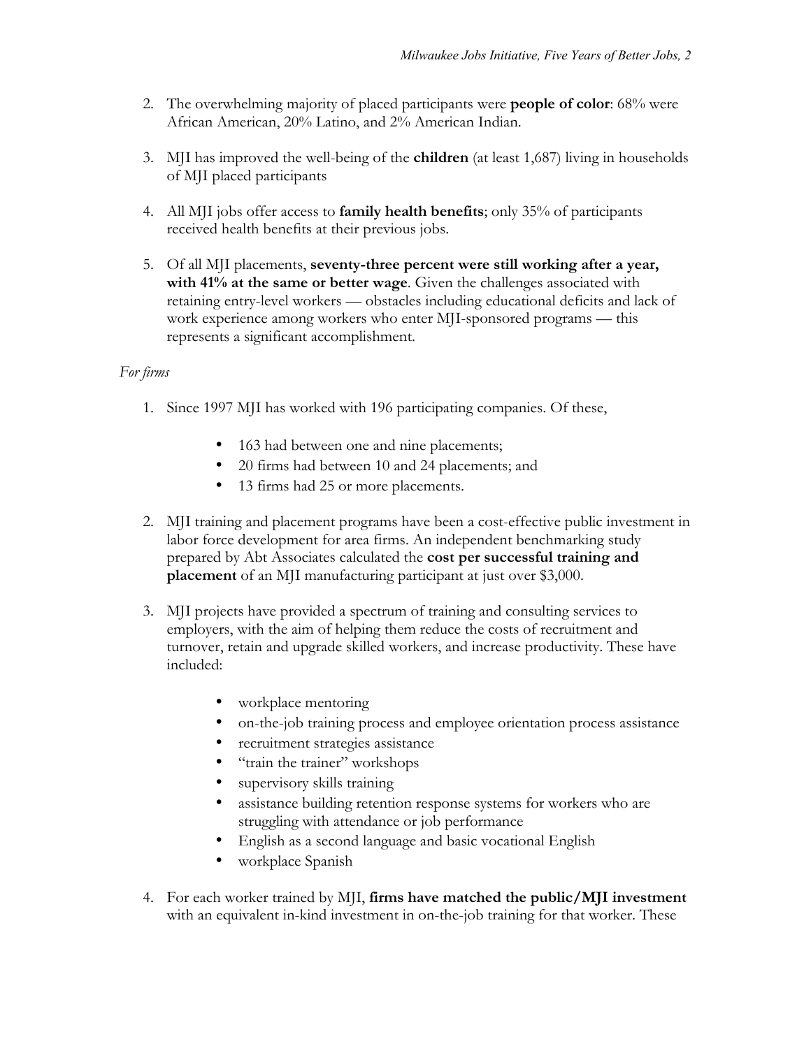2. The overwhelming majority of placed participants were **people of color**: 68% were African American, 20% Latino, and 2% American Indian.

3. MJI has improved the well-being of the **children** (at least 1,687) living in households of MJI placed participants

4. All MJI jobs offer access to **family health benefits**; only 35% of participants received health benefits at their previous jobs.

5. Of all MJI placements, **seventy-three percent were still working after a year, with 41% at the same or better wage**. Given the challenges associated with retaining entry-level workers — obstacles including educational deficits and lack of work experience among workers who enter MJI-sponsored programs — this represents a significant accomplishment.

*For firms*

1. Since 1997 MJI has worked with 196 participating companies. Of these,
   - 163 had between one and nine placements;
   - 20 firms had between 10 and 24 placements; and
   - 13 firms had 25 or more placements.

2. MJI training and placement programs have been a cost-effective public investment in labor force development for area firms. An independent benchmarking study prepared by Abt Associates calculated the **cost per successful training and placement** of an MJI manufacturing participant at just over $3,000.

3. MJI projects have provided a spectrum of training and consulting services to employers, with the aim of helping them reduce the costs of recruitment and turnover, retain and upgrade skilled workers, and increase productivity. These have included:
   - workplace mentoring
   - on-the-job training process and employee orientation process assistance
   - recruitment strategies assistance
   - "train the trainer" workshops
   - supervisory skills training
   - assistance building retention response systems for workers who are struggling with attendance or job performance
   - English as a second language and basic vocational English
   - workplace Spanish

4. For each worker trained by MJI, **firms have matched the public/MJI investment** with an equivalent in-kind investment in on-the-job training for that worker. These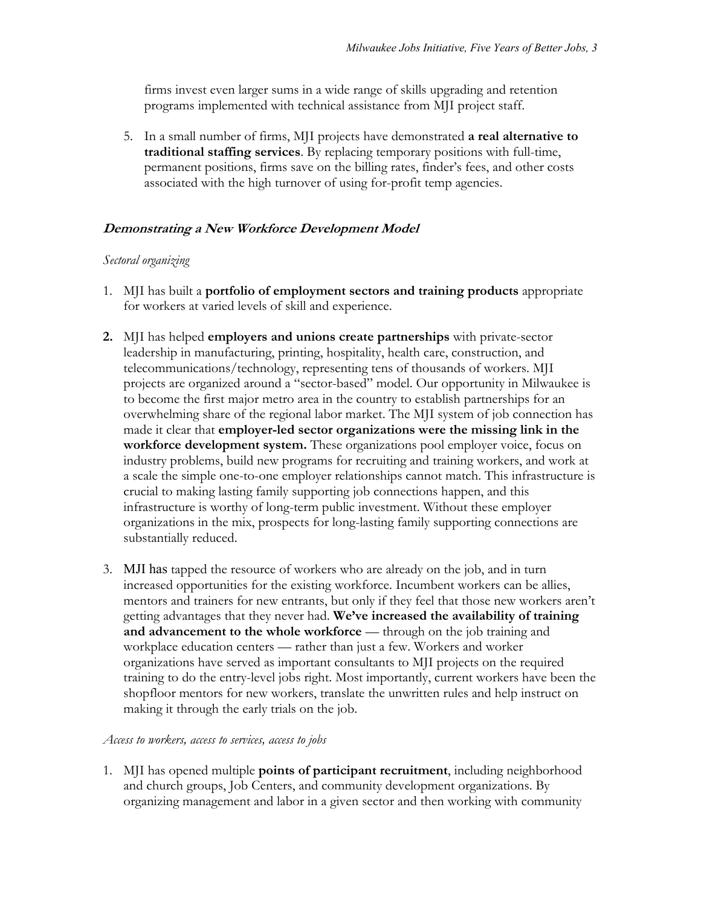firms invest even larger sums in a wide range of skills upgrading and retention programs implemented with technical assistance from MJI project staff.

5. In a small number of firms, MJI projects have demonstrated **a real alternative to traditional staffing services**. By replacing temporary positions with full-time, permanent positions, firms save on the billing rates, finder's fees, and other costs associated with the high turnover of using for-profit temp agencies.

## ***Demonstrating a New Workforce Development Model***

*Sectoral organizing*

1. MJI has built a **portfolio of employment sectors and training products** appropriate for workers at varied levels of skill and experience.

2. MJI has helped **employers and unions create partnerships** with private-sector leadership in manufacturing, printing, hospitality, health care, construction, and telecommunications/technology, representing tens of thousands of workers. MJI projects are organized around a "sector-based" model. Our opportunity in Milwaukee is to become the first major metro area in the country to establish partnerships for an overwhelming share of the regional labor market. The MJI system of job connection has made it clear that **employer-led sector organizations were the missing link in the workforce development system.** These organizations pool employer voice, focus on industry problems, build new programs for recruiting and training workers, and work at a scale the simple one-to-one employer relationships cannot match. This infrastructure is crucial to making lasting family supporting job connections happen, and this infrastructure is worthy of long-term public investment. Without these employer organizations in the mix, prospects for long-lasting family supporting connections are substantially reduced.

3. MJI has tapped the resource of workers who are already on the job, and in turn increased opportunities for the existing workforce. Incumbent workers can be allies, mentors and trainers for new entrants, but only if they feel that those new workers aren't getting advantages that they never had. **We've increased the availability of training and advancement to the whole workforce** — through on the job training and workplace education centers — rather than just a few. Workers and worker organizations have served as important consultants to MJI projects on the required training to do the entry-level jobs right. Most importantly, current workers have been the shopfloor mentors for new workers, translate the unwritten rules and help instruct on making it through the early trials on the job.

*Access to workers, access to services, access to jobs*

1. MJI has opened multiple **points of participant recruitment**, including neighborhood and church groups, Job Centers, and community development organizations. By organizing management and labor in a given sector and then working with community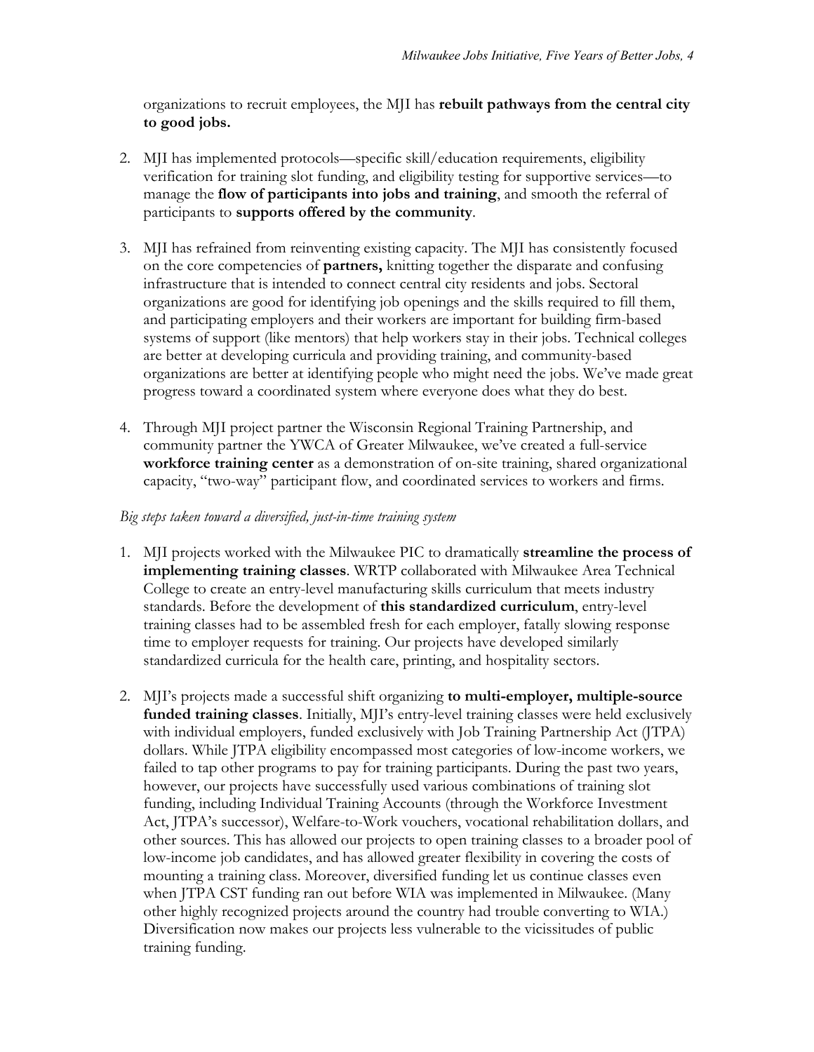organizations to recruit employees, the MJI has **rebuilt pathways from the central city to good jobs.**

2. MJI has implemented protocols—specific skill/education requirements, eligibility verification for training slot funding, and eligibility testing for supportive services—to manage the **flow of participants into jobs and training**, and smooth the referral of participants to **supports offered by the community**.

3. MJI has refrained from reinventing existing capacity. The MJI has consistently focused on the core competencies of **partners,** knitting together the disparate and confusing infrastructure that is intended to connect central city residents and jobs. Sectoral organizations are good for identifying job openings and the skills required to fill them, and participating employers and their workers are important for building firm-based systems of support (like mentors) that help workers stay in their jobs. Technical colleges are better at developing curricula and providing training, and community-based organizations are better at identifying people who might need the jobs. We've made great progress toward a coordinated system where everyone does what they do best.

4. Through MJI project partner the Wisconsin Regional Training Partnership, and community partner the YWCA of Greater Milwaukee, we've created a full-service **workforce training center** as a demonstration of on-site training, shared organizational capacity, "two-way" participant flow, and coordinated services to workers and firms.

*Big steps taken toward a diversified, just-in-time training system*

1. MJI projects worked with the Milwaukee PIC to dramatically **streamline the process of implementing training classes**. WRTP collaborated with Milwaukee Area Technical College to create an entry-level manufacturing skills curriculum that meets industry standards. Before the development of **this standardized curriculum**, entry-level training classes had to be assembled fresh for each employer, fatally slowing response time to employer requests for training. Our projects have developed similarly standardized curricula for the health care, printing, and hospitality sectors.

2. MJI's projects made a successful shift organizing **to multi-employer, multiple-source funded training classes**. Initially, MJI's entry-level training classes were held exclusively with individual employers, funded exclusively with Job Training Partnership Act (JTPA) dollars. While JTPA eligibility encompassed most categories of low-income workers, we failed to tap other programs to pay for training participants. During the past two years, however, our projects have successfully used various combinations of training slot funding, including Individual Training Accounts (through the Workforce Investment Act, JTPA's successor), Welfare-to-Work vouchers, vocational rehabilitation dollars, and other sources. This has allowed our projects to open training classes to a broader pool of low-income job candidates, and has allowed greater flexibility in covering the costs of mounting a training class. Moreover, diversified funding let us continue classes even when JTPA CST funding ran out before WIA was implemented in Milwaukee. (Many other highly recognized projects around the country had trouble converting to WIA.) Diversification now makes our projects less vulnerable to the vicissitudes of public training funding.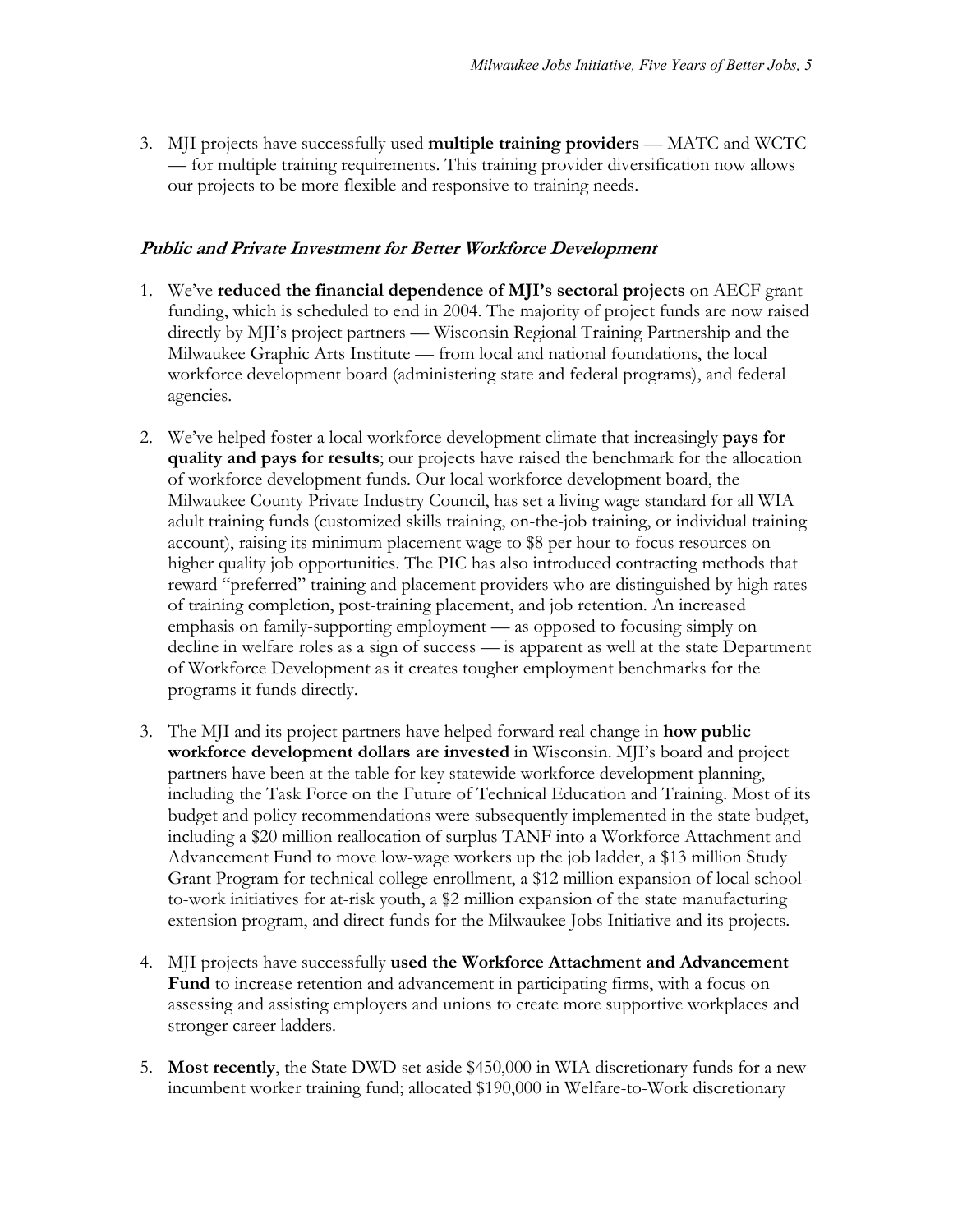3. MJI projects have successfully used **multiple training providers** — MATC and WCTC — for multiple training requirements. This training provider diversification now allows our projects to be more flexible and responsive to training needs.

### *Public and Private Investment for Better Workforce Development*

1. We've **reduced the financial dependence of MJI's sectoral projects** on AECF grant funding, which is scheduled to end in 2004. The majority of project funds are now raised directly by MJI's project partners — Wisconsin Regional Training Partnership and the Milwaukee Graphic Arts Institute — from local and national foundations, the local workforce development board (administering state and federal programs), and federal agencies.

2. We've helped foster a local workforce development climate that increasingly **pays for quality and pays for results**; our projects have raised the benchmark for the allocation of workforce development funds. Our local workforce development board, the Milwaukee County Private Industry Council, has set a living wage standard for all WIA adult training funds (customized skills training, on-the-job training, or individual training account), raising its minimum placement wage to $8 per hour to focus resources on higher quality job opportunities. The PIC has also introduced contracting methods that reward "preferred" training and placement providers who are distinguished by high rates of training completion, post-training placement, and job retention. An increased emphasis on family-supporting employment — as opposed to focusing simply on decline in welfare roles as a sign of success — is apparent as well at the state Department of Workforce Development as it creates tougher employment benchmarks for the programs it funds directly.

3. The MJI and its project partners have helped forward real change in **how public workforce development dollars are invested** in Wisconsin. MJI's board and project partners have been at the table for key statewide workforce development planning, including the Task Force on the Future of Technical Education and Training. Most of its budget and policy recommendations were subsequently implemented in the state budget, including a $20 million reallocation of surplus TANF into a Workforce Attachment and Advancement Fund to move low-wage workers up the job ladder, a $13 million Study Grant Program for technical college enrollment, a $12 million expansion of local school-to-work initiatives for at-risk youth, a $2 million expansion of the state manufacturing extension program, and direct funds for the Milwaukee Jobs Initiative and its projects.

4. MJI projects have successfully **used the Workforce Attachment and Advancement Fund** to increase retention and advancement in participating firms, with a focus on assessing and assisting employers and unions to create more supportive workplaces and stronger career ladders.

5. **Most recently**, the State DWD set aside $450,000 in WIA discretionary funds for a new incumbent worker training fund; allocated $190,000 in Welfare-to-Work discretionary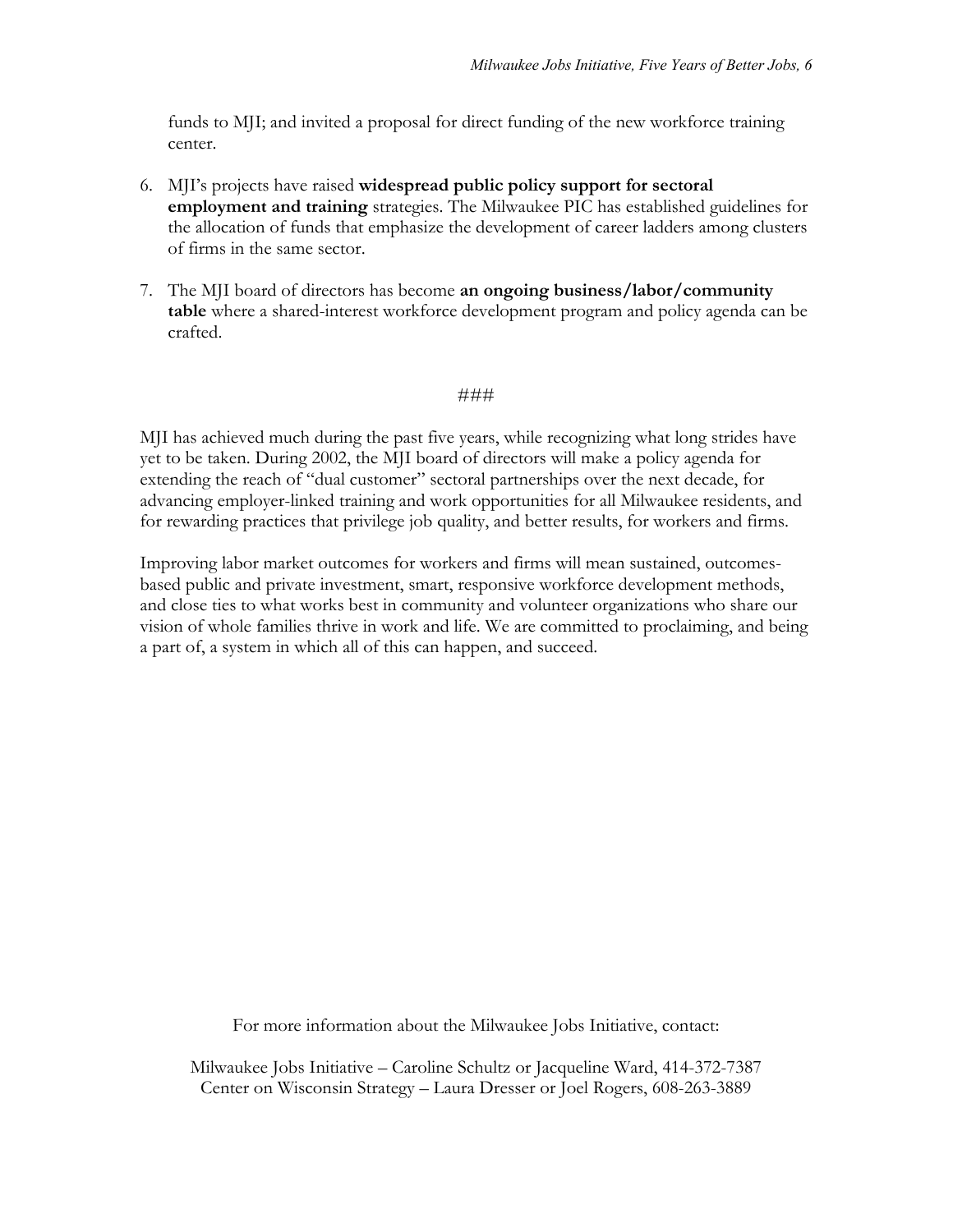funds to MJI; and invited a proposal for direct funding of the new workforce training center.

6. MJI's projects have raised **widespread public policy support for sectoral employment and training** strategies. The Milwaukee PIC has established guidelines for the allocation of funds that emphasize the development of career ladders among clusters of firms in the same sector.

7. The MJI board of directors has become **an ongoing business/labor/community table** where a shared-interest workforce development program and policy agenda can be crafted.

###

MJI has achieved much during the past five years, while recognizing what long strides have yet to be taken. During 2002, the MJI board of directors will make a policy agenda for extending the reach of "dual customer" sectoral partnerships over the next decade, for advancing employer-linked training and work opportunities for all Milwaukee residents, and for rewarding practices that privilege job quality, and better results, for workers and firms.

Improving labor market outcomes for workers and firms will mean sustained, outcomes-based public and private investment, smart, responsive workforce development methods, and close ties to what works best in community and volunteer organizations who share our vision of whole families thrive in work and life. We are committed to proclaiming, and being a part of, a system in which all of this can happen, and succeed.

For more information about the Milwaukee Jobs Initiative, contact:

Milwaukee Jobs Initiative – Caroline Schultz or Jacqueline Ward, 414-372-7387
Center on Wisconsin Strategy – Laura Dresser or Joel Rogers, 608-263-3889